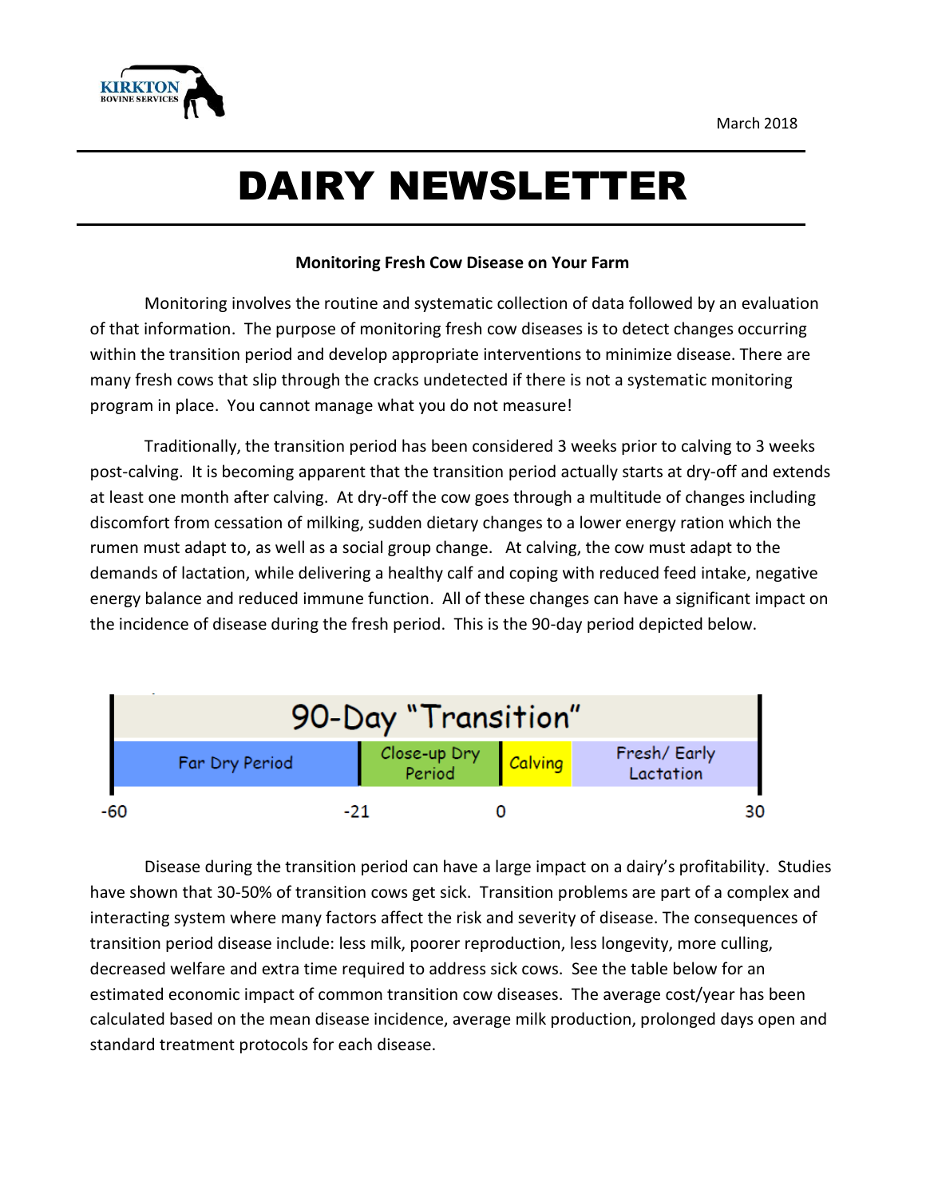March 2018

# DAIRY NEWSLETTER

**Monitoring Fresh Cow Disease on Your Farm**

Monitoring involves the routine and systematic collection of data followed by an evaluation of that information. The purpose of monitoring fresh cow diseases is to detect changes occurring within the transition period and develop appropriate interventions to minimize disease. There are many fresh cows that slip through the cracks undetected if there is not a systematic monitoring program in place. You cannot manage what you do not measure!

Traditionally, the transition period has been considered 3 weeks prior to calving to 3 weeks post-calving. It is becoming apparent that the transition period actually starts at dry-off and extends at least one month after calving. At dry-off the cow goes through a multitude of changes including discomfort from cessation of milking, sudden dietary changes to a lower energy ration which the rumen must adapt to, as well as a social group change. At calving, the cow must adapt to the demands of lactation, while delivering a healthy calf and coping with reduced feed intake, negative energy balance and reduced immune function. All of these changes can have a significant impact on the incidence of disease during the fresh period. This is the 90-day period depicted below.

| 90-Day "Transition" | | | |
|---|---|---|---|
| Far Dry Period | Close-up Dry Period | Calving | Fresh/ Early Lactation |
| -60 | -21 | 0 | 30 |

Disease during the transition period can have a large impact on a dairy's profitability. Studies have shown that 30-50% of transition cows get sick. Transition problems are part of a complex and interacting system where many factors affect the risk and severity of disease. The consequences of transition period disease include: less milk, poorer reproduction, less longevity, more culling, decreased welfare and extra time required to address sick cows. See the table below for an estimated economic impact of common transition cow diseases. The average cost/year has been calculated based on the mean disease incidence, average milk production, prolonged days open and standard treatment protocols for each disease.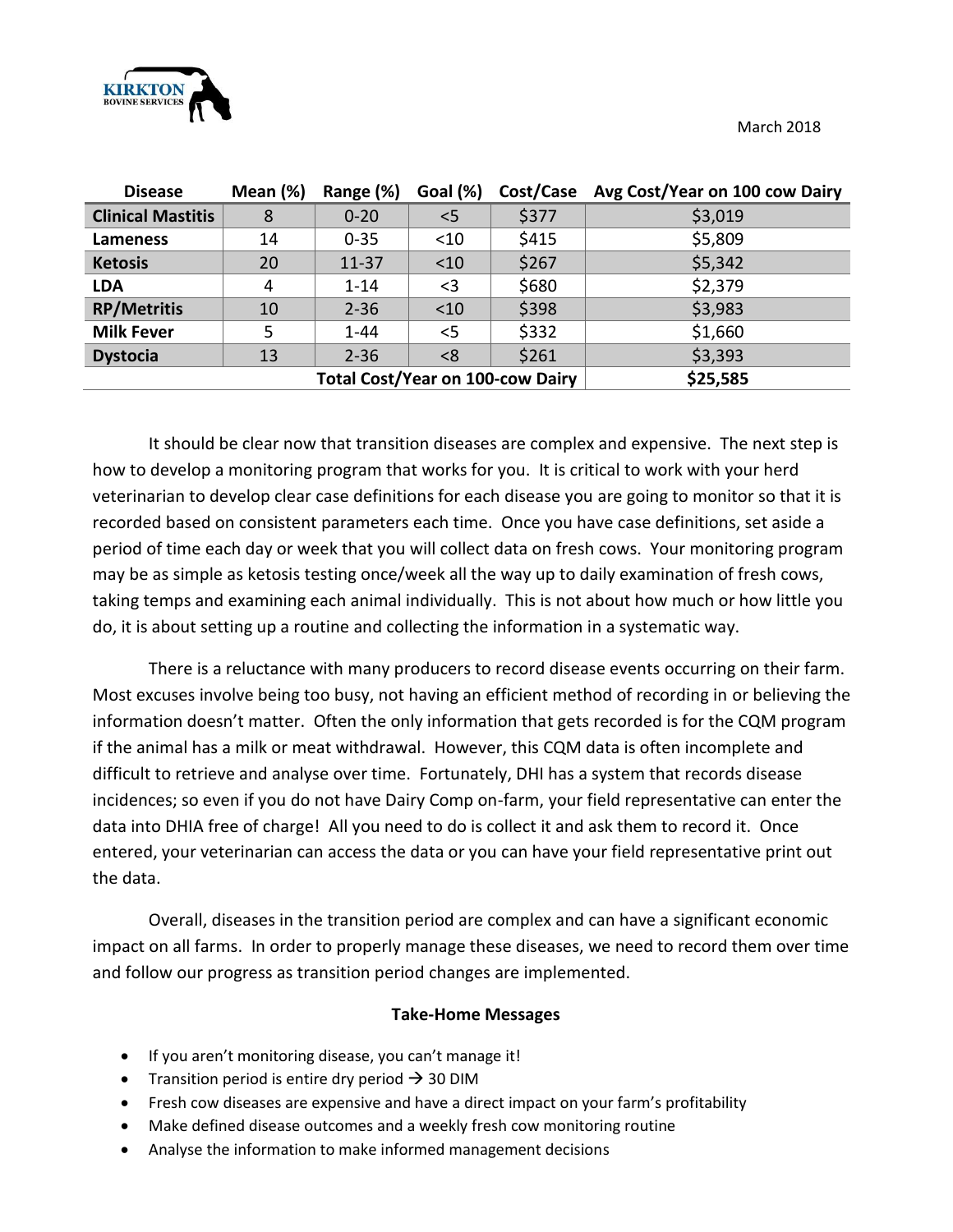March 2018

| Disease | Mean (%) | Range (%) | Goal (%) | Cost/Case | Avg Cost/Year on 100 cow Dairy |
|---|---|---|---|---|---|
| **Clinical Mastitis** | 8 | 0-20 | <5 | $377 | $3,019 |
| **Lameness** | 14 | 0-35 | <10 | $415 | $5,809 |
| **Ketosis** | 20 | 11-37 | <10 | $267 | $5,342 |
| **LDA** | 4 | 1-14 | <3 | $680 | $2,379 |
| **RP/Metritis** | 10 | 2-36 | <10 | $398 | $3,983 |
| **Milk Fever** | 5 | 1-44 | <5 | $332 | $1,660 |
| **Dystocia** | 13 | 2-36 | <8 | $261 | $3,393 |
| **Total Cost/Year on 100-cow Dairy** | | | | | **$25,585** |

It should be clear now that transition diseases are complex and expensive. The next step is how to develop a monitoring program that works for you. It is critical to work with your herd veterinarian to develop clear case definitions for each disease you are going to monitor so that it is recorded based on consistent parameters each time. Once you have case definitions, set aside a period of time each day or week that you will collect data on fresh cows. Your monitoring program may be as simple as ketosis testing once/week all the way up to daily examination of fresh cows, taking temps and examining each animal individually. This is not about how much or how little you do, it is about setting up a routine and collecting the information in a systematic way.

There is a reluctance with many producers to record disease events occurring on their farm. Most excuses involve being too busy, not having an efficient method of recording in or believing the information doesn't matter. Often the only information that gets recorded is for the CQM program if the animal has a milk or meat withdrawal. However, this CQM data is often incomplete and difficult to retrieve and analyse over time. Fortunately, DHI has a system that records disease incidences; so even if you do not have Dairy Comp on-farm, your field representative can enter the data into DHIA free of charge! All you need to do is collect it and ask them to record it. Once entered, your veterinarian can access the data or you can have your field representative print out the data.

Overall, diseases in the transition period are complex and can have a significant economic impact on all farms. In order to properly manage these diseases, we need to record them over time and follow our progress as transition period changes are implemented.

**Take-Home Messages**

- If you aren't monitoring disease, you can't manage it!
- Transition period is entire dry period → 30 DIM
- Fresh cow diseases are expensive and have a direct impact on your farm's profitability
- Make defined disease outcomes and a weekly fresh cow monitoring routine
- Analyse the information to make informed management decisions